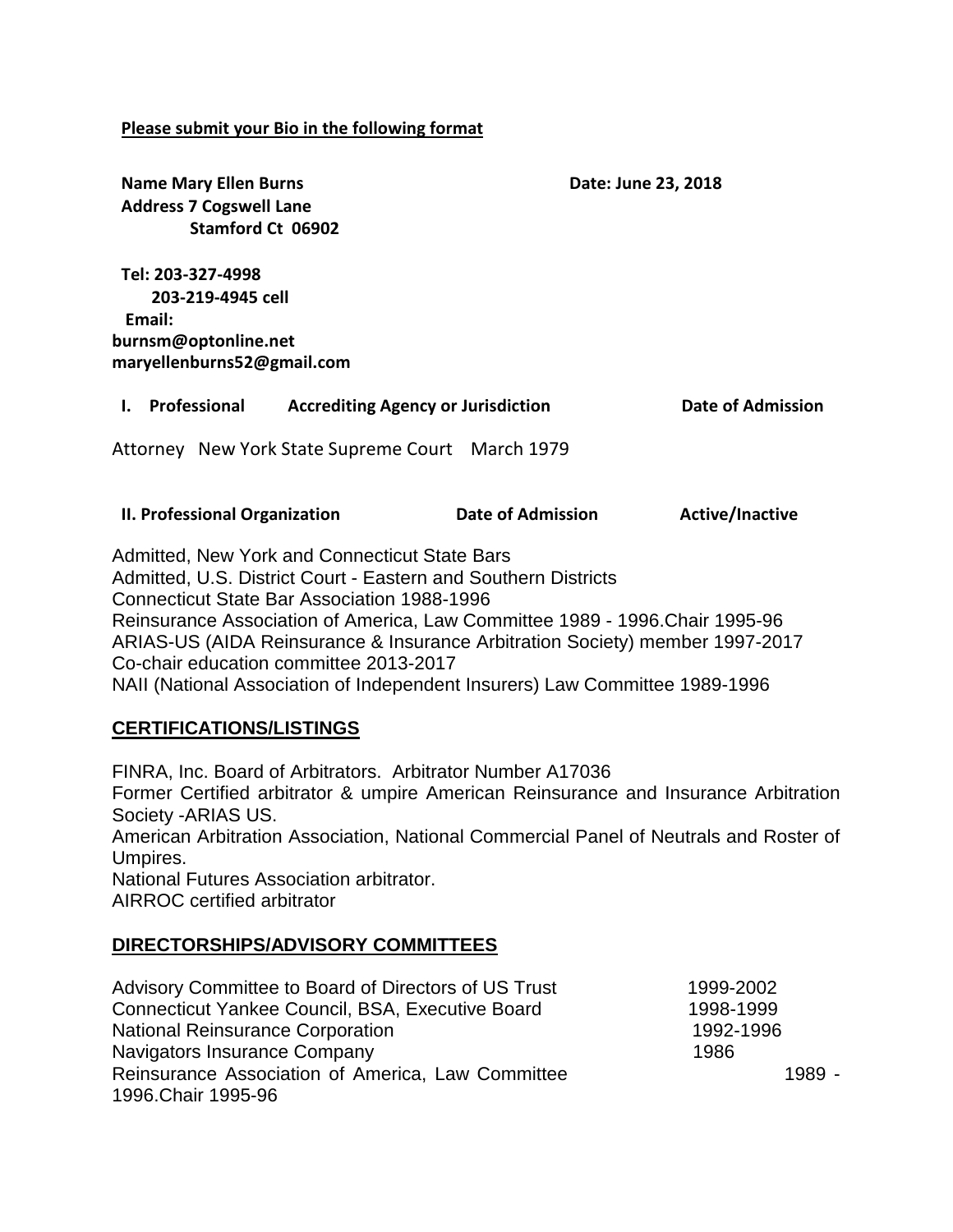**Please submit your Bio in the following format**

**Name Mary Ellen Burns** **Date: June 23, 2018**
**Address 7 Cogswell Lane**
**Stamford Ct 06902**

**Tel: 203-327-4998**
**203-219-4945 cell**
**Email:**
**burnsm@optonline.net**
**maryellenburns52@gmail.com**

| **I. Professional** | **Accrediting Agency or Jurisdiction** | **Date of Admission** |
| --- | --- | --- |
| Attorney | New York State Supreme Court | March 1979 |

| **II. Professional Organization** | **Date of Admission** | **Active/Inactive** |
| --- | --- | --- |

Admitted, New York and Connecticut State Bars
Admitted, U.S. District Court - Eastern and Southern Districts
Connecticut State Bar Association 1988-1996
Reinsurance Association of America, Law Committee 1989 - 1996.Chair 1995-96
ARIAS-US (AIDA Reinsurance & Insurance Arbitration Society) member 1997-2017
Co-chair education committee 2013-2017
NAII (National Association of Independent Insurers) Law Committee 1989-1996

## CERTIFICATIONS/LISTINGS

FINRA, Inc. Board of Arbitrators. Arbitrator Number A17036
Former Certified arbitrator & umpire American Reinsurance and Insurance Arbitration Society -ARIAS US.
American Arbitration Association, National Commercial Panel of Neutrals and Roster of Umpires.
National Futures Association arbitrator.
AIRROC certified arbitrator

## DIRECTORSHIPS/ADVISORY COMMITTEES

| | |
| --- | --- |
| Advisory Committee to Board of Directors of US Trust | 1999-2002 |
| Connecticut Yankee Council, BSA, Executive Board | 1998-1999 |
| National Reinsurance Corporation | 1992-1996 |
| Navigators Insurance Company | 1986 |
| Reinsurance Association of America, Law Committee | 1989 - 1996.Chair 1995-96 |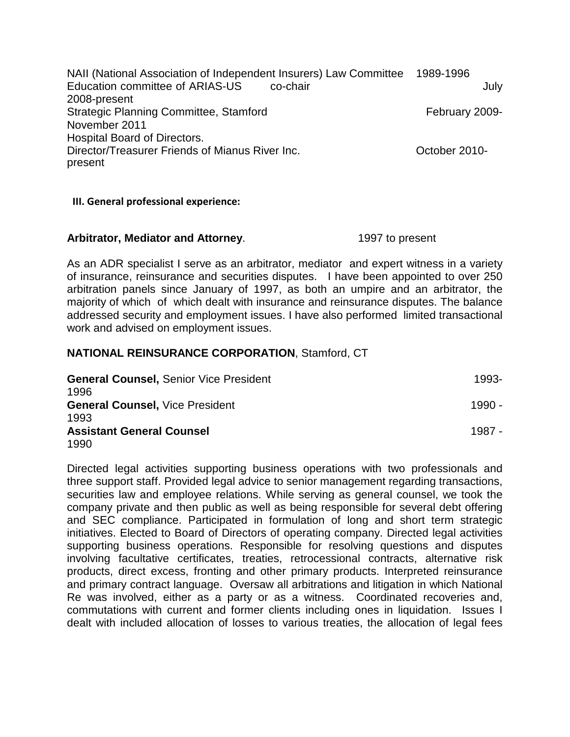NAII (National Association of Independent Insurers) Law Committee 1989-1996
Education committee of ARIAS-US co-chair July 2008-present
Strategic Planning Committee, Stamford Hospital Board of Directors. February 2009-November 2011
Director/Treasurer Friends of Mianus River Inc. October 2010-present

**III. General professional experience:**

**Arbitrator, Mediator and Attorney**. 1997 to present

As an ADR specialist I serve as an arbitrator, mediator and expert witness in a variety of insurance, reinsurance and securities disputes. I have been appointed to over 250 arbitration panels since January of 1997, as both an umpire and an arbitrator, the majority of which of which dealt with insurance and reinsurance disputes. The balance addressed security and employment issues. I have also performed limited transactional work and advised on employment issues.

**NATIONAL REINSURANCE CORPORATION**, Stamford, CT

**General Counsel,** Senior Vice President 1993-1996
**General Counsel,** Vice President 1990 - 1993
**Assistant General Counsel** 1987 - 1990

Directed legal activities supporting business operations with two professionals and three support staff. Provided legal advice to senior management regarding transactions, securities law and employee relations. While serving as general counsel, we took the company private and then public as well as being responsible for several debt offering and SEC compliance. Participated in formulation of long and short term strategic initiatives. Elected to Board of Directors of operating company. Directed legal activities supporting business operations. Responsible for resolving questions and disputes involving facultative certificates, treaties, retrocessional contracts, alternative risk products, direct excess, fronting and other primary products. Interpreted reinsurance and primary contract language. Oversaw all arbitrations and litigation in which National Re was involved, either as a party or as a witness. Coordinated recoveries and, commutations with current and former clients including ones in liquidation. Issues I dealt with included allocation of losses to various treaties, the allocation of legal fees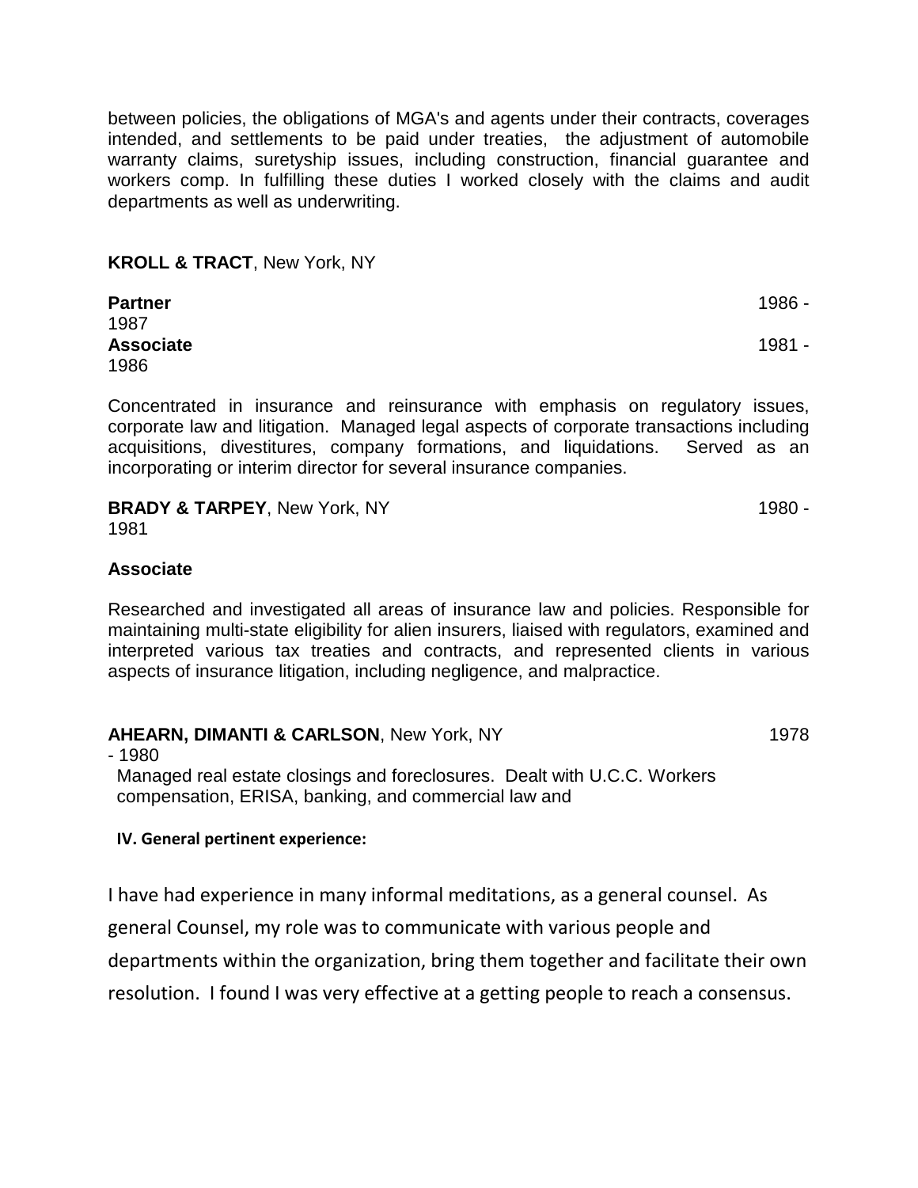between policies, the obligations of MGA's and agents under their contracts, coverages intended, and settlements to be paid under treaties, the adjustment of automobile warranty claims, suretyship issues, including construction, financial guarantee and workers comp. In fulfilling these duties I worked closely with the claims and audit departments as well as underwriting.

**KROLL & TRACT**, New York, NY

**Partner** 1986 - 1987
**Associate** 1981 - 1986

Concentrated in insurance and reinsurance with emphasis on regulatory issues, corporate law and litigation. Managed legal aspects of corporate transactions including acquisitions, divestitures, company formations, and liquidations. Served as an incorporating or interim director for several insurance companies.

**BRADY & TARPEY**, New York, NY 1980 - 1981

**Associate**

Researched and investigated all areas of insurance law and policies. Responsible for maintaining multi-state eligibility for alien insurers, liaised with regulators, examined and interpreted various tax treaties and contracts, and represented clients in various aspects of insurance litigation, including negligence, and malpractice.

**AHEARN, DIMANTI & CARLSON**, New York, NY 1978 - 1980

Managed real estate closings and foreclosures. Dealt with U.C.C. Workers compensation, ERISA, banking, and commercial law and

**IV. General pertinent experience:**

I have had experience in many informal meditations, as a general counsel. As general Counsel, my role was to communicate with various people and departments within the organization, bring them together and facilitate their own resolution. I found I was very effective at a getting people to reach a consensus.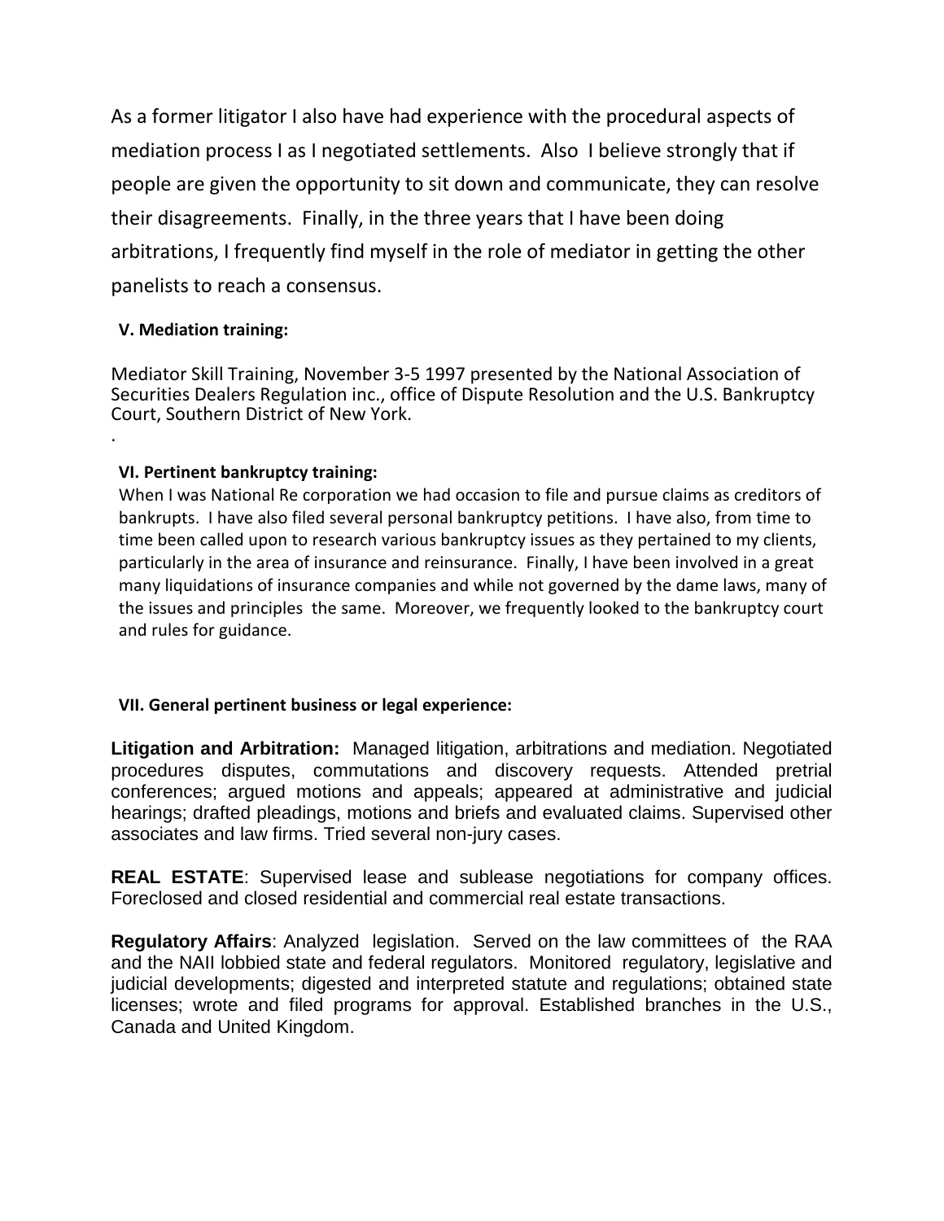As a former litigator I also have had experience with the procedural aspects of mediation process I as I negotiated settlements. Also I believe strongly that if people are given the opportunity to sit down and communicate, they can resolve their disagreements. Finally, in the three years that I have been doing arbitrations, I frequently find myself in the role of mediator in getting the other panelists to reach a consensus.

**V. Mediation training:**

Mediator Skill Training, November 3-5 1997 presented by the National Association of Securities Dealers Regulation inc., office of Dispute Resolution and the U.S. Bankruptcy Court, Southern District of New York.

.

**VI. Pertinent bankruptcy training:**

When I was National Re corporation we had occasion to file and pursue claims as creditors of bankrupts. I have also filed several personal bankruptcy petitions. I have also, from time to time been called upon to research various bankruptcy issues as they pertained to my clients, particularly in the area of insurance and reinsurance. Finally, I have been involved in a great many liquidations of insurance companies and while not governed by the dame laws, many of the issues and principles the same. Moreover, we frequently looked to the bankruptcy court and rules for guidance.

**VII. General pertinent business or legal experience:**

**Litigation and Arbitration:** Managed litigation, arbitrations and mediation. Negotiated procedures disputes, commutations and discovery requests. Attended pretrial conferences; argued motions and appeals; appeared at administrative and judicial hearings; drafted pleadings, motions and briefs and evaluated claims. Supervised other associates and law firms. Tried several non-jury cases.

**REAL ESTATE**: Supervised lease and sublease negotiations for company offices. Foreclosed and closed residential and commercial real estate transactions.

**Regulatory Affairs**: Analyzed legislation. Served on the law committees of the RAA and the NAII lobbied state and federal regulators. Monitored regulatory, legislative and judicial developments; digested and interpreted statute and regulations; obtained state licenses; wrote and filed programs for approval. Established branches in the U.S., Canada and United Kingdom.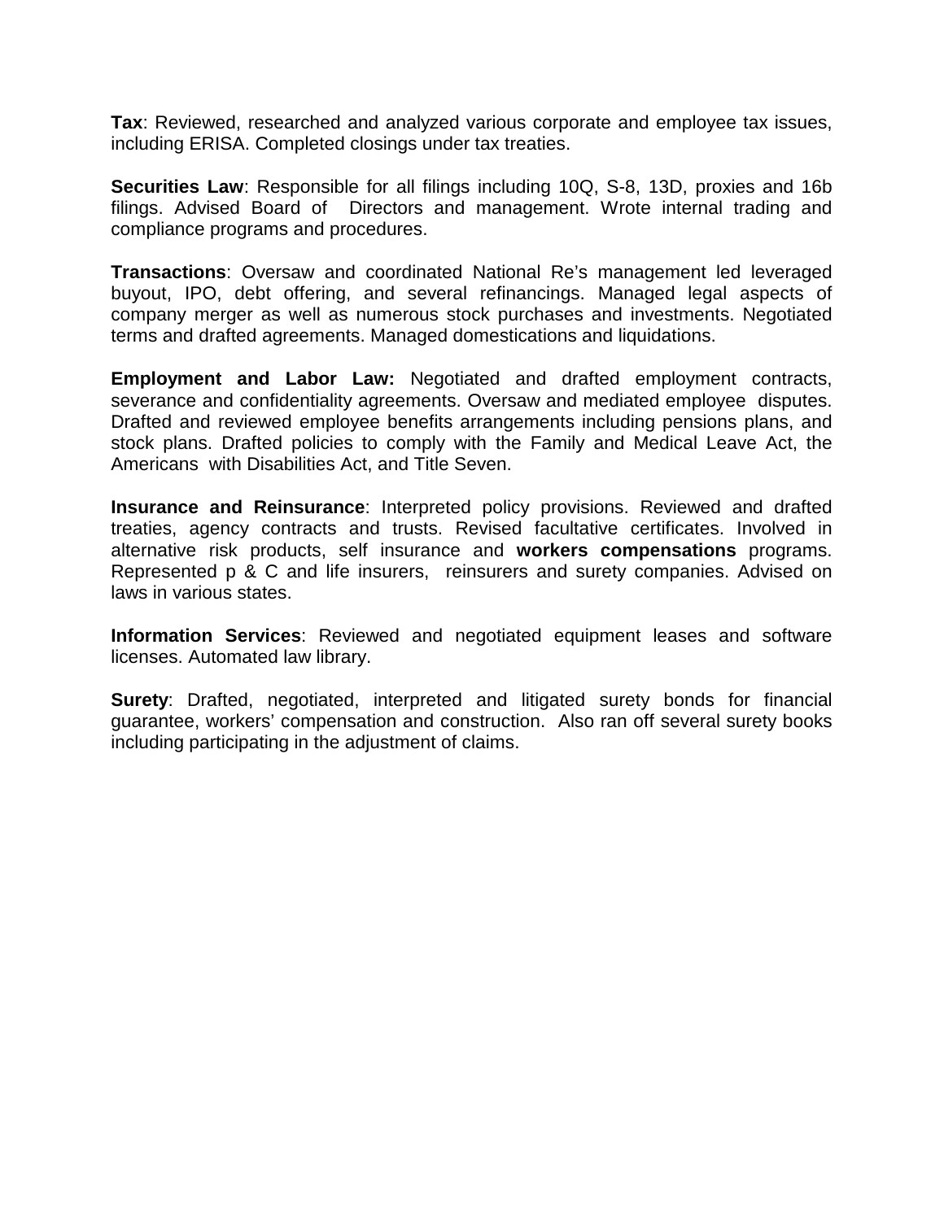**Tax**: Reviewed, researched and analyzed various corporate and employee tax issues, including ERISA. Completed closings under tax treaties.

**Securities Law**: Responsible for all filings including 10Q, S-8, 13D, proxies and 16b filings. Advised Board of Directors and management. Wrote internal trading and compliance programs and procedures.

**Transactions**: Oversaw and coordinated National Re's management led leveraged buyout, IPO, debt offering, and several refinancings. Managed legal aspects of company merger as well as numerous stock purchases and investments. Negotiated terms and drafted agreements. Managed domestications and liquidations.

**Employment and Labor Law:** Negotiated and drafted employment contracts, severance and confidentiality agreements. Oversaw and mediated employee disputes. Drafted and reviewed employee benefits arrangements including pensions plans, and stock plans. Drafted policies to comply with the Family and Medical Leave Act, the Americans with Disabilities Act, and Title Seven.

**Insurance and Reinsurance**: Interpreted policy provisions. Reviewed and drafted treaties, agency contracts and trusts. Revised facultative certificates. Involved in alternative risk products, self insurance and **workers compensations** programs. Represented p & C and life insurers, reinsurers and surety companies. Advised on laws in various states.

**Information Services**: Reviewed and negotiated equipment leases and software licenses. Automated law library.

**Surety**: Drafted, negotiated, interpreted and litigated surety bonds for financial guarantee, workers' compensation and construction. Also ran off several surety books including participating in the adjustment of claims.